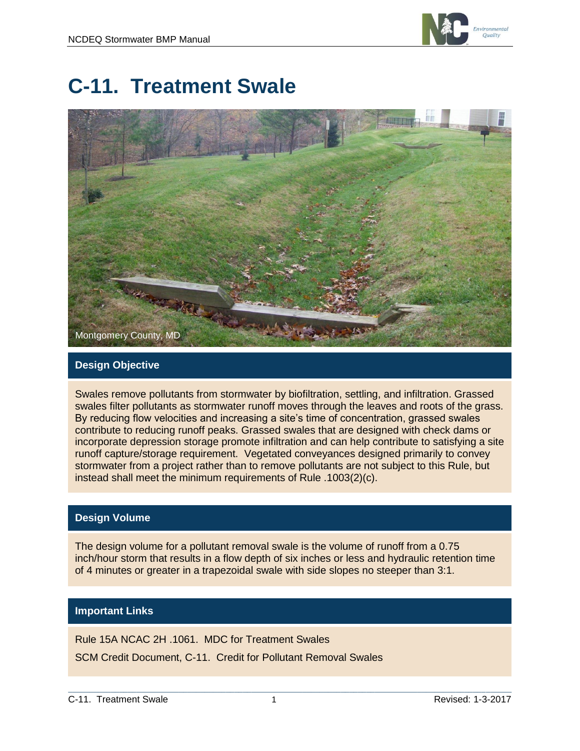# C-11. Treatment Swale

Montgomery County, MD

## Design Objective

Swales remove pollutants from stormwater by biofiltration, settling, and infiltration. Grassed swales filter pollutants as stormwater runoff moves through the leaves and roots of the grass. By reducing flow velocities and increasing a site's time of concentration, grassed swales contribute to reducing runoff peaks. Grassed swales that are designed with check dams or incorporate depression storage promote infiltration and can help contribute to satisfying a site runoff capture/storage requirement. Vegetated conveyances designed primarily to convey stormwater from a project rather than to remove pollutants are not subject to this Rule, but instead shall meet the minimum requirements of Rule .1003(2)(c).

## Design Volume

The design volume for a pollutant removal swale is the volume of runoff from a 0.75 inch/hour storm that results in a flow depth of six inches or less and hydraulic retention time of 4 minutes or greater in a trapezoidal swale with side slopes no steeper than 3:1.

## Important Links

Rule 15A NCAC 2H .1061. MDC for Treatment Swales

SCM Credit Document, C-11. Credit for Pollutant Removal Swales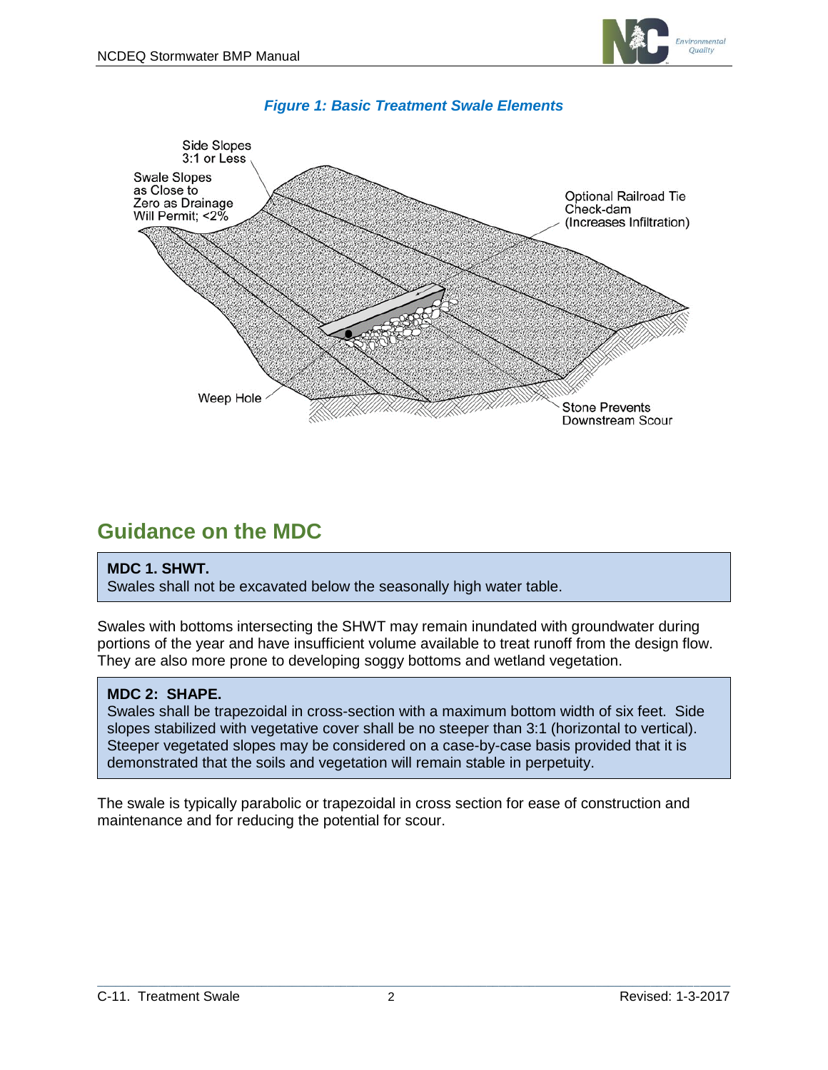*Figure 1: Basic Treatment Swale Elements*

Side Slopes 3:1 or Less

Swale Slopes as Close to Zero as Drainage Will Permit; <2%

Optional Railroad Tie Check-dam (Increases Infiltration)

Weep Hole

Stone Prevents Downstream Scour

## Guidance on the MDC

**MDC 1. SHWT.**
Swales shall not be excavated below the seasonally high water table.

Swales with bottoms intersecting the SHWT may remain inundated with groundwater during portions of the year and have insufficient volume available to treat runoff from the design flow. They are also more prone to developing soggy bottoms and wetland vegetation.

**MDC 2: SHAPE.**
Swales shall be trapezoidal in cross-section with a maximum bottom width of six feet. Side slopes stabilized with vegetative cover shall be no steeper than 3:1 (horizontal to vertical). Steeper vegetated slopes may be considered on a case-by-case basis provided that it is demonstrated that the soils and vegetation will remain stable in perpetuity.

The swale is typically parabolic or trapezoidal in cross section for ease of construction and maintenance and for reducing the potential for scour.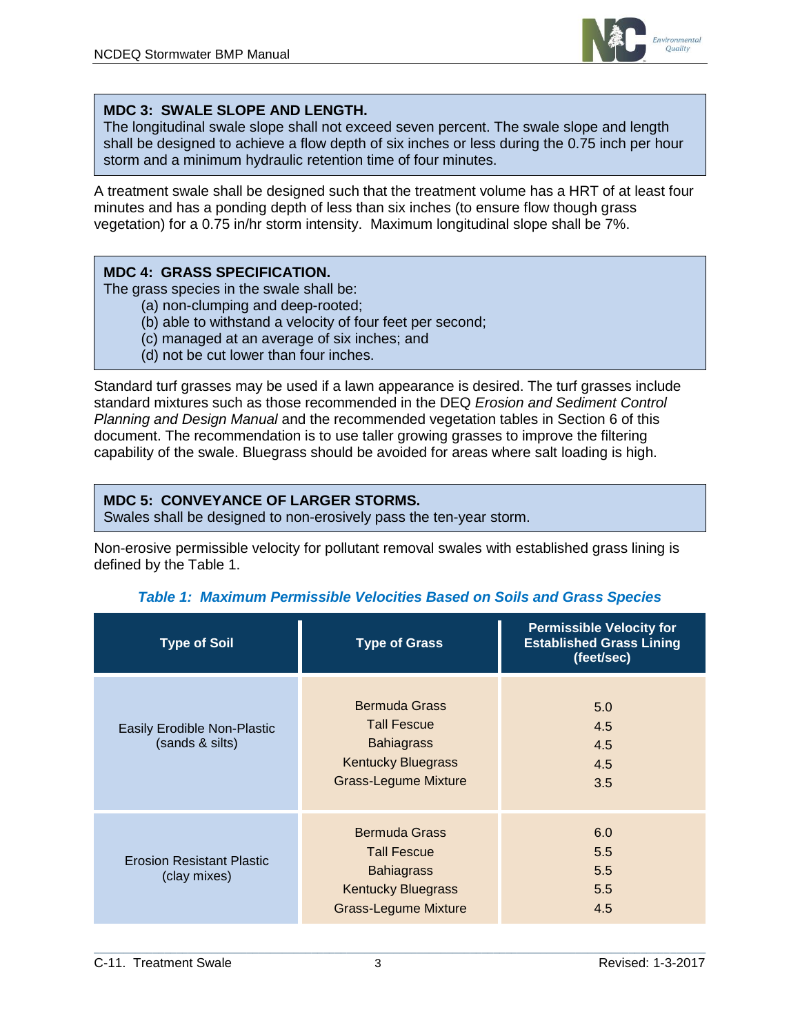**MDC 3: SWALE SLOPE AND LENGTH.**
The longitudinal swale slope shall not exceed seven percent. The swale slope and length shall be designed to achieve a flow depth of six inches or less during the 0.75 inch per hour storm and a minimum hydraulic retention time of four minutes.

A treatment swale shall be designed such that the treatment volume has a HRT of at least four minutes and has a ponding depth of less than six inches (to ensure flow though grass vegetation) for a 0.75 in/hr storm intensity. Maximum longitudinal slope shall be 7%.

**MDC 4: GRASS SPECIFICATION.**
The grass species in the swale shall be:

(a) non-clumping and deep-rooted;
(b) able to withstand a velocity of four feet per second;
(c) managed at an average of six inches; and
(d) not be cut lower than four inches.

Standard turf grasses may be used if a lawn appearance is desired. The turf grasses include standard mixtures such as those recommended in the DEQ *Erosion and Sediment Control Planning and Design Manual* and the recommended vegetation tables in Section 6 of this document. The recommendation is to use taller growing grasses to improve the filtering capability of the swale. Bluegrass should be avoided for areas where salt loading is high.

**MDC 5: CONVEYANCE OF LARGER STORMS.**
Swales shall be designed to non-erosively pass the ten-year storm.

Non-erosive permissible velocity for pollutant removal swales with established grass lining is defined by the Table 1.

***Table 1: Maximum Permissible Velocities Based on Soils and Grass Species***

| Type of Soil | Type of Grass | Permissible Velocity for Established Grass Lining (feet/sec) |
|---|---|---|
| Easily Erodible Non-Plastic (sands & silts) | Bermuda Grass | 5.0 |
| | Tall Fescue | 4.5 |
| | Bahiagrass | 4.5 |
| | Kentucky Bluegrass | 4.5 |
| | Grass-Legume Mixture | 3.5 |
| Erosion Resistant Plastic (clay mixes) | Bermuda Grass | 6.0 |
| | Tall Fescue | 5.5 |
| | Bahiagrass | 5.5 |
| | Kentucky Bluegrass | 5.5 |
| | Grass-Legume Mixture | 4.5 |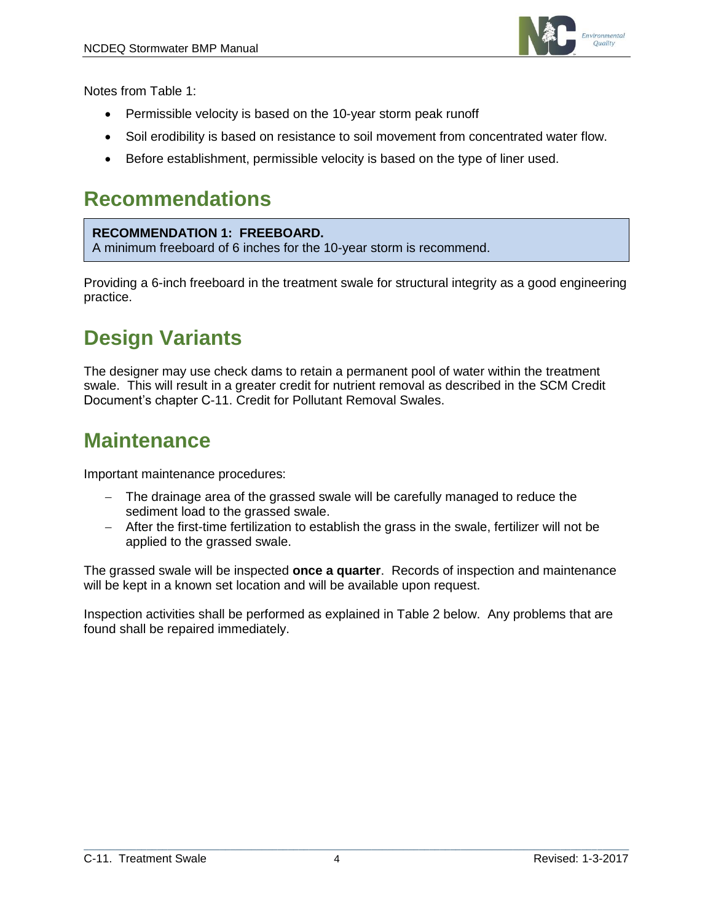Notes from Table 1:

- Permissible velocity is based on the 10-year storm peak runoff
- Soil erodibility is based on resistance to soil movement from concentrated water flow.
- Before establishment, permissible velocity is based on the type of liner used.

# Recommendations

**RECOMMENDATION 1: FREEBOARD.**
A minimum freeboard of 6 inches for the 10-year storm is recommend.

Providing a 6-inch freeboard in the treatment swale for structural integrity as a good engineering practice.

# Design Variants

The designer may use check dams to retain a permanent pool of water within the treatment swale. This will result in a greater credit for nutrient removal as described in the SCM Credit Document's chapter C-11. Credit for Pollutant Removal Swales.

# Maintenance

Important maintenance procedures:

- The drainage area of the grassed swale will be carefully managed to reduce the sediment load to the grassed swale.
- After the first-time fertilization to establish the grass in the swale, fertilizer will not be applied to the grassed swale.

The grassed swale will be inspected **once a quarter**. Records of inspection and maintenance will be kept in a known set location and will be available upon request.

Inspection activities shall be performed as explained in Table 2 below. Any problems that are found shall be repaired immediately.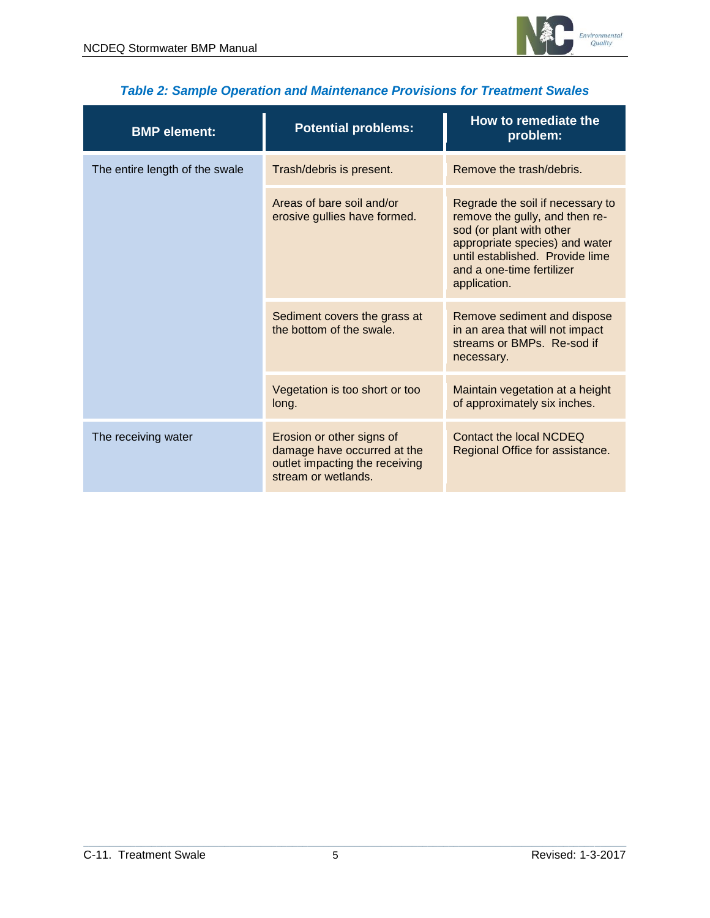***Table 2: Sample Operation and Maintenance Provisions for Treatment Swales***

| BMP element: | Potential problems: | How to remediate the problem: |
|---|---|---|
| The entire length of the swale | Trash/debris is present. | Remove the trash/debris. |
| | Areas of bare soil and/or erosive gullies have formed. | Regrade the soil if necessary to remove the gully, and then re-sod (or plant with other appropriate species) and water until established. Provide lime and a one-time fertilizer application. |
| | Sediment covers the grass at the bottom of the swale. | Remove sediment and dispose in an area that will not impact streams or BMPs. Re-sod if necessary. |
| | Vegetation is too short or too long. | Maintain vegetation at a height of approximately six inches. |
| The receiving water | Erosion or other signs of damage have occurred at the outlet impacting the receiving stream or wetlands. | Contact the local NCDEQ Regional Office for assistance. |